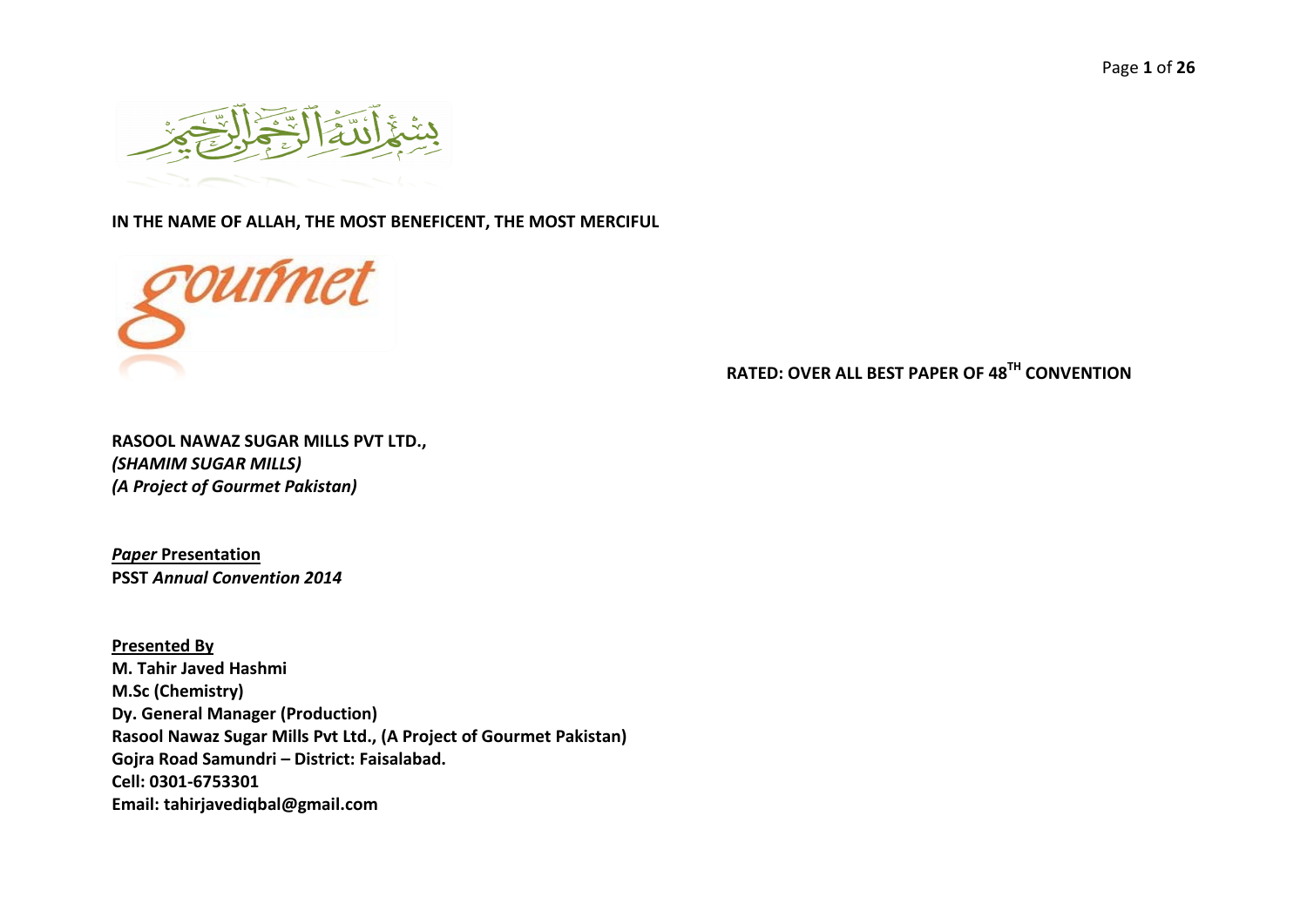**IN THE NAME OF ALLAH, THE MOST BENEFICENT, THE MOST MERCIFUL**

**RATED: OVER ALL BEST PAPER OF 48TH CONVENTION**

**RASOOL NAWAZ SUGAR MILLS PVT LTD.,**
***(SHAMIM SUGAR MILLS)***
***(A Project of Gourmet Pakistan)***

***Paper* Presentation**
**PSST *Annual Convention 2014***

**Presented By**
**M. Tahir Javed Hashmi**
**M.Sc (Chemistry)**
**Dy. General Manager (Production)**
**Rasool Nawaz Sugar Mills Pvt Ltd., (A Project of Gourmet Pakistan)**
**Gojra Road Samundri – District: Faisalabad.**
**Cell: 0301-6753301**
**Email: tahirjavediqbal@gmail.com**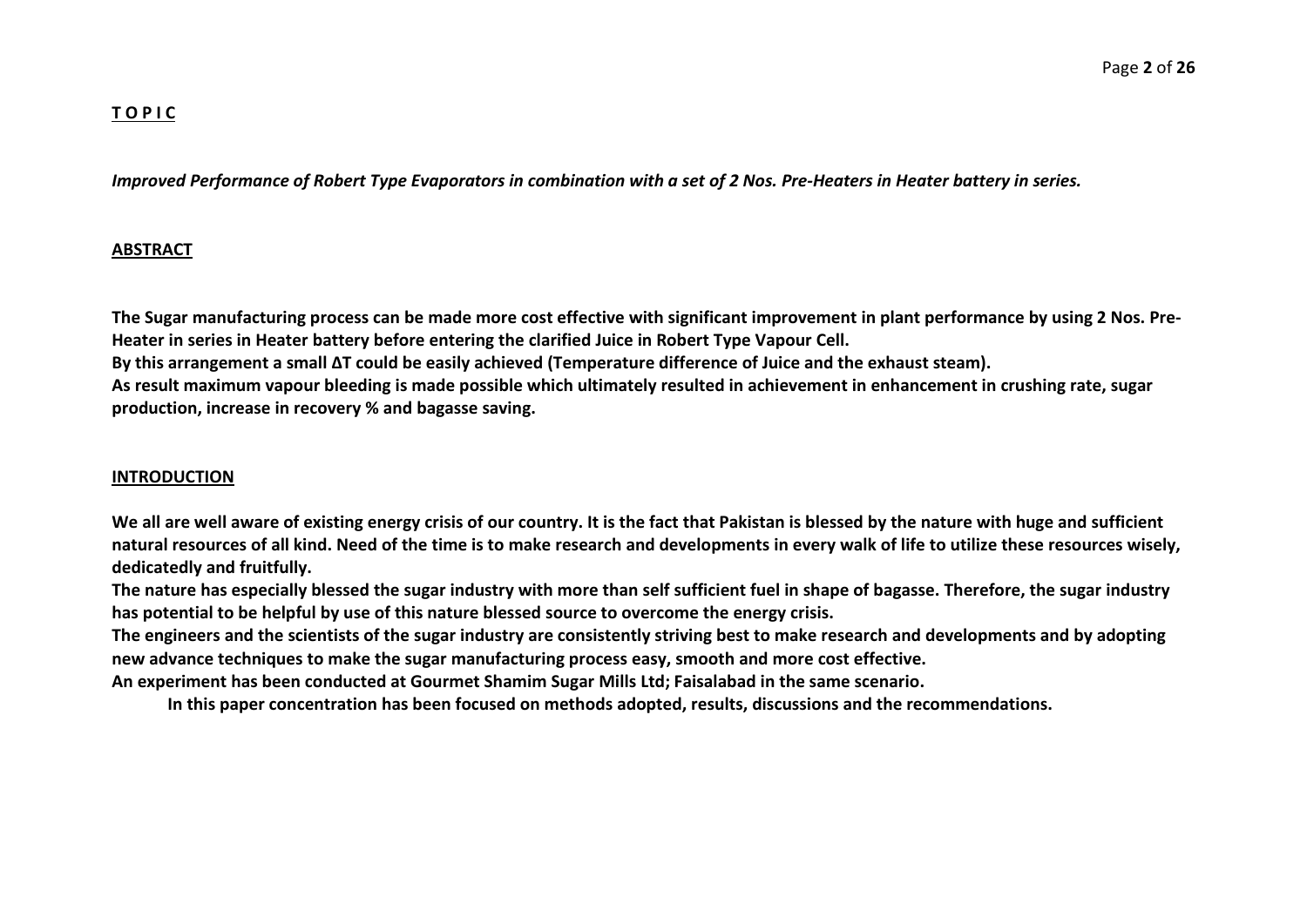## T O P I C

***Improved Performance of Robert Type Evaporators in combination with a set of 2 Nos. Pre-Heaters in Heater battery in series.***

## ABSTRACT

**The Sugar manufacturing process can be made more cost effective with significant improvement in plant performance by using 2 Nos. Pre-Heater in series in Heater battery before entering the clarified Juice in Robert Type Vapour Cell.**
**By this arrangement a small $\Delta T$ could be easily achieved (Temperature difference of Juice and the exhaust steam).**
**As result maximum vapour bleeding is made possible which ultimately resulted in achievement in enhancement in crushing rate, sugar production, increase in recovery % and bagasse saving.**

## INTRODUCTION

**We all are well aware of existing energy crisis of our country. It is the fact that Pakistan is blessed by the nature with huge and sufficient natural resources of all kind. Need of the time is to make research and developments in every walk of life to utilize these resources wisely, dedicatedly and fruitfully.**
**The nature has especially blessed the sugar industry with more than self sufficient fuel in shape of bagasse. Therefore, the sugar industry has potential to be helpful by use of this nature blessed source to overcome the energy crisis.**
**The engineers and the scientists of the sugar industry are consistently striving best to make research and developments and by adopting new advance techniques to make the sugar manufacturing process easy, smooth and more cost effective.**
**An experiment has been conducted at Gourmet Shamim Sugar Mills Ltd; Faisalabad in the same scenario.**

**In this paper concentration has been focused on methods adopted, results, discussions and the recommendations.**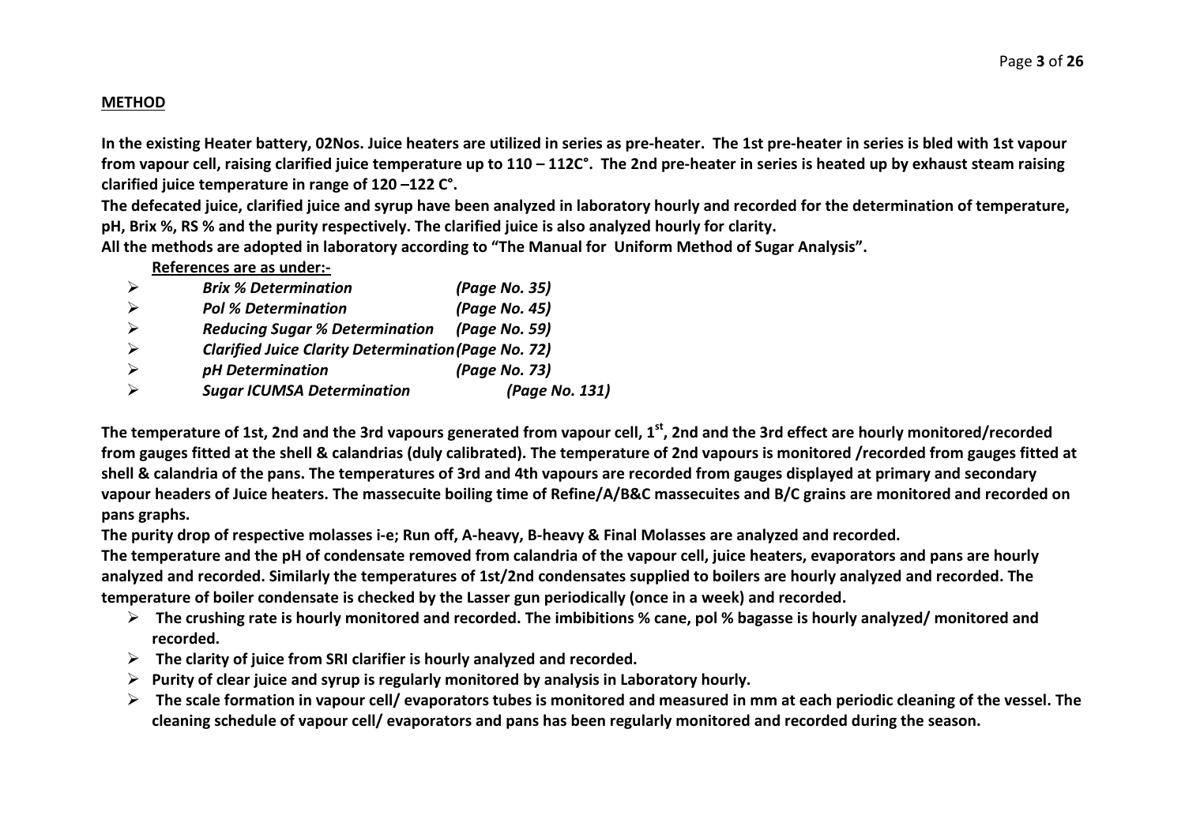## METHOD

**In the existing Heater battery, 02Nos. Juice heaters are utilized in series as pre-heater. The 1st pre-heater in series is bled with 1st vapour from vapour cell, raising clarified juice temperature up to 110 – 112C°. The 2nd pre-heater in series is heated up by exhaust steam raising clarified juice temperature in range of 120 –122 C°.**

**The defecated juice, clarified juice and syrup have been analyzed in laboratory hourly and recorded for the determination of temperature, pH, Brix %, RS % and the purity respectively. The clarified juice is also analyzed hourly for clarity.**

**All the methods are adopted in laboratory according to "The Manual for Uniform Method of Sugar Analysis".**

**References are as under:-**

- ***Brix % Determination (Page No. 35)***
- ***Pol % Determination (Page No. 45)***
- ***Reducing Sugar % Determination (Page No. 59)***
- ***Clarified Juice Clarity Determination (Page No. 72)***
- ***pH Determination (Page No. 73)***
- ***Sugar ICUMSA Determination (Page No. 131)***

**The temperature of 1st, 2nd and the 3rd vapours generated from vapour cell, 1st, 2nd and the 3rd effect are hourly monitored/recorded from gauges fitted at the shell & calandrias (duly calibrated). The temperature of 2nd vapours is monitored /recorded from gauges fitted at shell & calandria of the pans. The temperatures of 3rd and 4th vapours are recorded from gauges displayed at primary and secondary vapour headers of Juice heaters. The massecuite boiling time of Refine/A/B&C massecuites and B/C grains are monitored and recorded on pans graphs.**

**The purity drop of respective molasses i-e; Run off, A-heavy, B-heavy & Final Molasses are analyzed and recorded.**

**The temperature and the pH of condensate removed from calandria of the vapour cell, juice heaters, evaporators and pans are hourly analyzed and recorded. Similarly the temperatures of 1st/2nd condensates supplied to boilers are hourly analyzed and recorded. The temperature of boiler condensate is checked by the Lasser gun periodically (once in a week) and recorded.**

- **The crushing rate is hourly monitored and recorded. The imbibitions % cane, pol % bagasse is hourly analyzed/ monitored and recorded.**
- **The clarity of juice from SRI clarifier is hourly analyzed and recorded.**
- **Purity of clear juice and syrup is regularly monitored by analysis in Laboratory hourly.**
- **The scale formation in vapour cell/ evaporators tubes is monitored and measured in mm at each periodic cleaning of the vessel. The cleaning schedule of vapour cell/ evaporators and pans has been regularly monitored and recorded during the season.**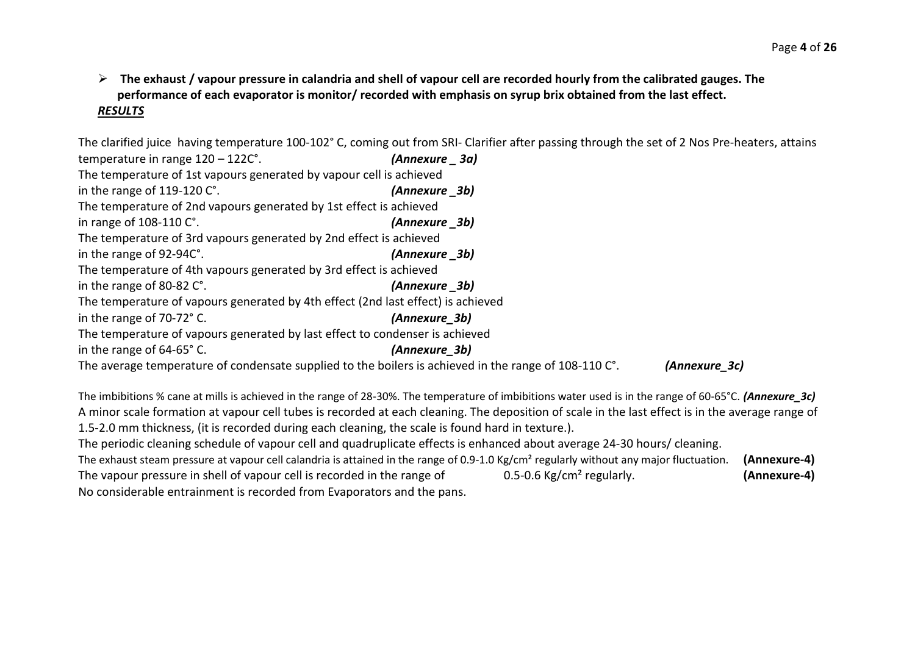- **The exhaust / vapour pressure in calandria and shell of vapour cell are recorded hourly from the calibrated gauges. The performance of each evaporator is monitor/ recorded with emphasis on syrup brix obtained from the last effect.**

***RESULTS***

The clarified juice having temperature 100-102° C, coming out from SRI- Clarifier after passing through the set of 2 Nos Pre-heaters, attains temperature in range 120 – 122C°. ***(Annexure _ 3a)***

The temperature of 1st vapours generated by vapour cell is achieved in the range of 119-120 C°. ***(Annexure _3b)***

The temperature of 2nd vapours generated by 1st effect is achieved in range of 108-110 C°. ***(Annexure _3b)***

The temperature of 3rd vapours generated by 2nd effect is achieved in the range of 92-94C°. ***(Annexure _3b)***

The temperature of 4th vapours generated by 3rd effect is achieved in the range of 80-82 C°. ***(Annexure _3b)***

The temperature of vapours generated by 4th effect (2nd last effect) is achieved in the range of 70-72° C. ***(Annexure_3b)***

The temperature of vapours generated by last effect to condenser is achieved in the range of 64-65° C. ***(Annexure_3b)***

The average temperature of condensate supplied to the boilers is achieved in the range of 108-110 C°. ***(Annexure_3c)***

The imbibitions % cane at mills is achieved in the range of 28-30%. The temperature of imbibitions water used is in the range of 60-65°C. ***(Annexure_3c)***

A minor scale formation at vapour cell tubes is recorded at each cleaning. The deposition of scale in the last effect is in the average range of 1.5-2.0 mm thickness, (it is recorded during each cleaning, the scale is found hard in texture.).

The periodic cleaning schedule of vapour cell and quadruplicate effects is enhanced about average 24-30 hours/ cleaning.

The exhaust steam pressure at vapour cell calandria is attained in the range of 0.9-1.0 Kg/cm² regularly without any major fluctuation. **(Annexure-4)**

The vapour pressure in shell of vapour cell is recorded in the range of 0.5-0.6 Kg/cm² regularly. **(Annexure-4)**

No considerable entrainment is recorded from Evaporators and the pans.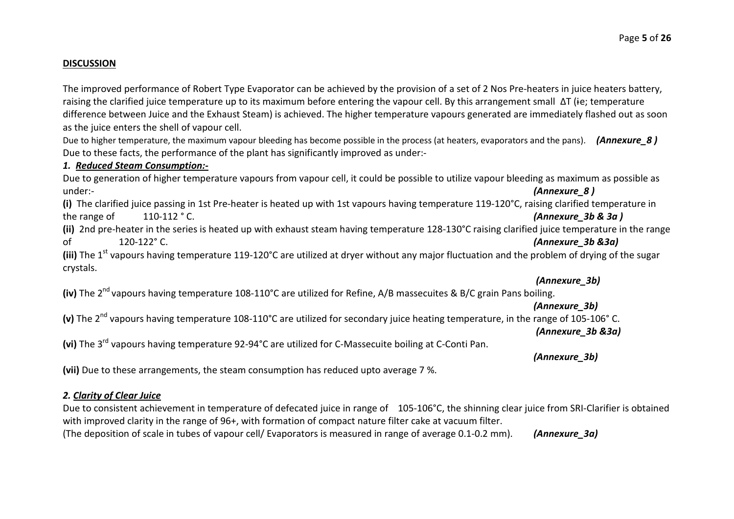## DISCUSSION

The improved performance of Robert Type Evaporator can be achieved by the provision of a set of 2 Nos Pre-heaters in juice heaters battery, raising the clarified juice temperature up to its maximum before entering the vapour cell. By this arrangement small ΔT (ie; temperature difference between Juice and the Exhaust Steam) is achieved. The higher temperature vapours generated are immediately flashed out as soon as the juice enters the shell of vapour cell.

Due to higher temperature, the maximum vapour bleeding has become possible in the process (at heaters, evaporators and the pans). ***(Annexure_8 )***

Due to these facts, the performance of the plant has significantly improved as under:-

### *1. Reduced Steam Consumption:-*

Due to generation of higher temperature vapours from vapour cell, it could be possible to utilize vapour bleeding as maximum as possible as under:- ***(Annexure_8 )***

**(i)** The clarified juice passing in 1st Pre-heater is heated up with 1st vapours having temperature 119-120°C, raising clarified temperature in the range of 110-112 ° C. ***(Annexure_3b & 3a )***

**(ii)** 2nd pre-heater in the series is heated up with exhaust steam having temperature 128-130°C raising clarified juice temperature in the range of 120-122° C. ***(Annexure_3b &3a)***

**(iii)** The 1st vapours having temperature 119-120°C are utilized at dryer without any major fluctuation and the problem of drying of the sugar crystals. ***(Annexure_3b)***

**(iv)** The 2nd vapours having temperature 108-110°C are utilized for Refine, A/B massecuites & B/C grain Pans boiling. ***(Annexure_3b)***

**(v)** The 2nd vapours having temperature 108-110°C are utilized for secondary juice heating temperature, in the range of 105-106° C. ***(Annexure_3b &3a)***

**(vi)** The 3rd vapours having temperature 92-94°C are utilized for C-Massecuite boiling at C-Conti Pan. ***(Annexure_3b)***

**(vii)** Due to these arrangements, the steam consumption has reduced upto average 7 %.

### *2. Clarity of Clear Juice*

Due to consistent achievement in temperature of defecated juice in range of 105-106°C, the shinning clear juice from SRI-Clarifier is obtained with improved clarity in the range of 96+, with formation of compact nature filter cake at vacuum filter.

(The deposition of scale in tubes of vapour cell/ Evaporators is measured in range of average 0.1-0.2 mm). ***(Annexure_3a)***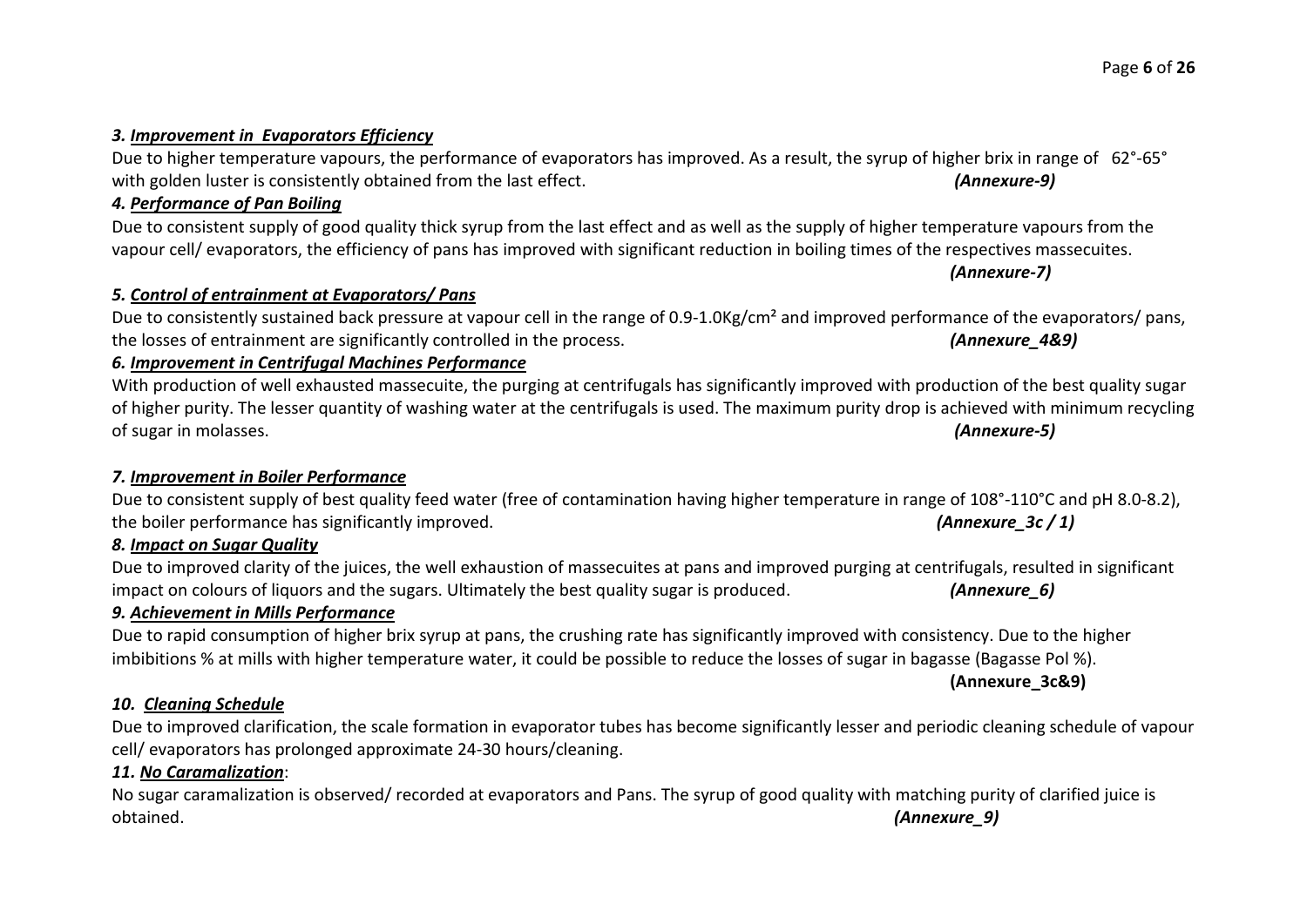### *3. Improvement in Evaporators Efficiency*

Due to higher temperature vapours, the performance of evaporators has improved. As a result, the syrup of higher brix in range of 62°-65° with golden luster is consistently obtained from the last effect. ***(Annexure-9)***

### *4. Performance of Pan Boiling*

Due to consistent supply of good quality thick syrup from the last effect and as well as the supply of higher temperature vapours from the vapour cell/ evaporators, the efficiency of pans has improved with significant reduction in boiling times of the respectives massecuites. ***(Annexure-7)***

### *5. Control of entrainment at Evaporators/ Pans*

Due to consistently sustained back pressure at vapour cell in the range of 0.9-1.0Kg/cm² and improved performance of the evaporators/ pans, the losses of entrainment are significantly controlled in the process. ***(Annexure_4&9)***

### *6. Improvement in Centrifugal Machines Performance*

With production of well exhausted massecuite, the purging at centrifugals has significantly improved with production of the best quality sugar of higher purity. The lesser quantity of washing water at the centrifugals is used. The maximum purity drop is achieved with minimum recycling of sugar in molasses. ***(Annexure-5)***

### *7. Improvement in Boiler Performance*

Due to consistent supply of best quality feed water (free of contamination having higher temperature in range of 108°-110°C and pH 8.0-8.2), the boiler performance has significantly improved. ***(Annexure_3c / 1)***

### *8. Impact on Sugar Quality*

Due to improved clarity of the juices, the well exhaustion of massecuites at pans and improved purging at centrifugals, resulted in significant impact on colours of liquors and the sugars. Ultimately the best quality sugar is produced. ***(Annexure_6)***

### *9. Achievement in Mills Performance*

Due to rapid consumption of higher brix syrup at pans, the crushing rate has significantly improved with consistency. Due to the higher imbibitions % at mills with higher temperature water, it could be possible to reduce the losses of sugar in bagasse (Bagasse Pol %). **(Annexure_3c&9)**

### *10. Cleaning Schedule*

Due to improved clarification, the scale formation in evaporator tubes has become significantly lesser and periodic cleaning schedule of vapour cell/ evaporators has prolonged approximate 24-30 hours/cleaning.

### *11. No Caramalization*:

No sugar caramalization is observed/ recorded at evaporators and Pans. The syrup of good quality with matching purity of clarified juice is obtained. ***(Annexure_9)***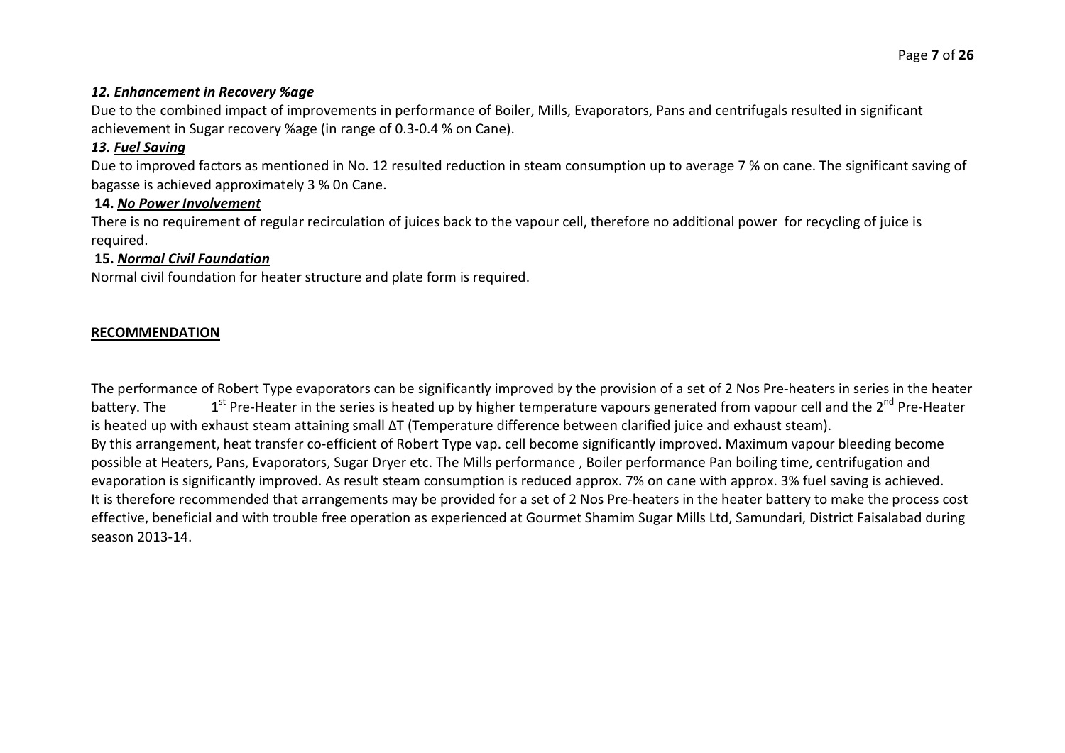### *12. Enhancement in Recovery %age*

Due to the combined impact of improvements in performance of Boiler, Mills, Evaporators, Pans and centrifugals resulted in significant achievement in Sugar recovery %age (in range of 0.3-0.4 % on Cane).

### *13. Fuel Saving*

Due to improved factors as mentioned in No. 12 resulted reduction in steam consumption up to average 7 % on cane. The significant saving of bagasse is achieved approximately 3 % 0n Cane.

### 14. *No Power Involvement*

There is no requirement of regular recirculation of juices back to the vapour cell, therefore no additional power for recycling of juice is required.

### 15. *Normal Civil Foundation*

Normal civil foundation for heater structure and plate form is required.

## RECOMMENDATION

The performance of Robert Type evaporators can be significantly improved by the provision of a set of 2 Nos Pre-heaters in series in the heater battery. The 1st Pre-Heater in the series is heated up by higher temperature vapours generated from vapour cell and the 2nd Pre-Heater is heated up with exhaust steam attaining small $\Delta T$ (Temperature difference between clarified juice and exhaust steam).

By this arrangement, heat transfer co-efficient of Robert Type vap. cell become significantly improved. Maximum vapour bleeding become possible at Heaters, Pans, Evaporators, Sugar Dryer etc. The Mills performance , Boiler performance Pan boiling time, centrifugation and evaporation is significantly improved. As result steam consumption is reduced approx. 7% on cane with approx. 3% fuel saving is achieved.

It is therefore recommended that arrangements may be provided for a set of 2 Nos Pre-heaters in the heater battery to make the process cost effective, beneficial and with trouble free operation as experienced at Gourmet Shamim Sugar Mills Ltd, Samundari, District Faisalabad during season 2013-14.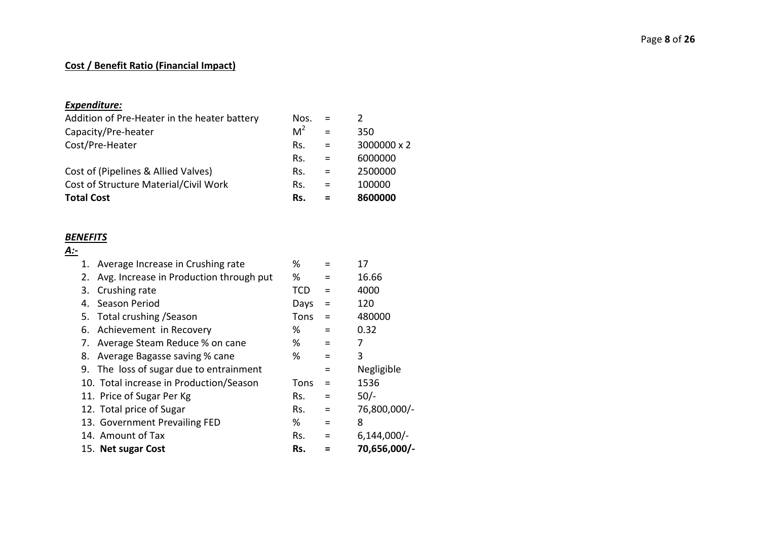**Cost / Benefit Ratio (Financial Impact)**

***Expenditure:***

| | | | |
|---|---|---|---|
| Addition of Pre-Heater in the heater battery | Nos. | = | 2 |
| Capacity/Pre-heater | $M^2$ | = | 350 |
| Cost/Pre-Heater | Rs. | = | 3000000 x 2 |
| | Rs. | = | 6000000 |
| Cost of (Pipelines & Allied Valves) | Rs. | = | 2500000 |
| Cost of Structure Material/Civil Work | Rs. | = | 100000 |
| **Total Cost** | **Rs.** | **=** | **8600000** |

***BENEFITS***

***A:-***

| | | | |
|---|---|---|---|
| 1. Average Increase in Crushing rate | % | = | 17 |
| 2. Avg. Increase in Production through put | % | = | 16.66 |
| 3. Crushing rate | TCD | = | 4000 |
| 4. Season Period | Days | = | 120 |
| 5. Total crushing /Season | Tons | = | 480000 |
| 6. Achievement in Recovery | % | = | 0.32 |
| 7. Average Steam Reduce % on cane | % | = | 7 |
| 8. Average Bagasse saving % cane | % | = | 3 |
| 9. The loss of sugar due to entrainment | | = | Negligible |
| 10. Total increase in Production/Season | Tons | = | 1536 |
| 11. Price of Sugar Per Kg | Rs. | = | 50/- |
| 12. Total price of Sugar | Rs. | = | 76,800,000/- |
| 13. Government Prevailing FED | % | = | 8 |
| 14. Amount of Tax | Rs. | = | 6,144,000/- |
| 15. **Net sugar Cost** | **Rs.** | **=** | **70,656,000/-** |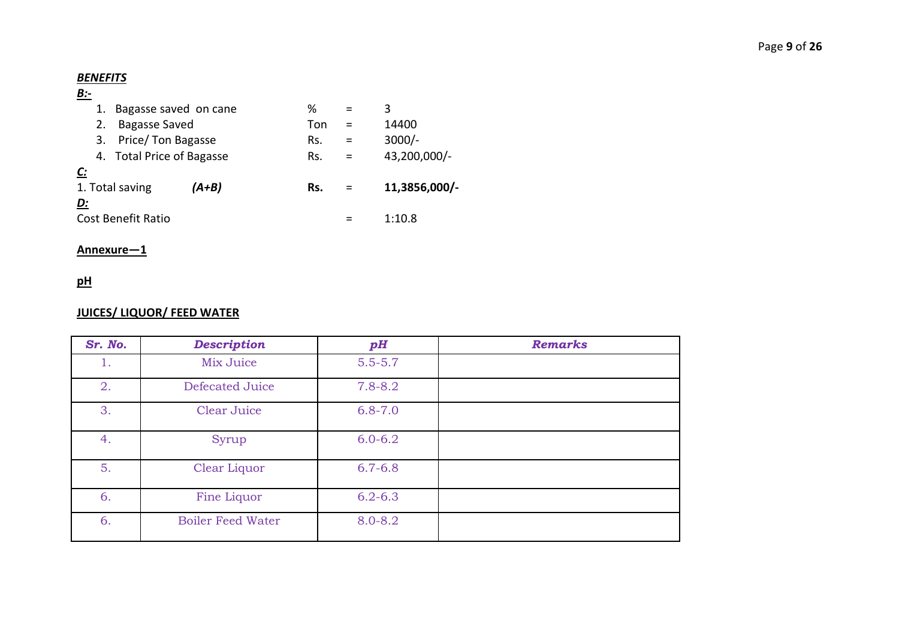***BENEFITS***

***B:-***

1. Bagasse saved on cane % = 3
2. Bagasse Saved Ton = 14400
3. Price/ Ton Bagasse Rs. = 3000/-
4. Total Price of Bagasse Rs. = 43,200,000/-

***C:***

1. Total saving ***(A+B)*** **Rs.** = **11,3856,000/-**

***D:***

Cost Benefit Ratio = 1:10.8

**Annexure—1**

**pH**

**JUICES/ LIQUOR/ FEED WATER**

| *Sr. No.* | *Description* | *pH* | *Remarks* |
|---|---|---|---|
| 1. | Mix Juice | 5.5-5.7 | |
| 2. | Defecated Juice | 7.8-8.2 | |
| 3. | Clear Juice | 6.8-7.0 | |
| 4. | Syrup | 6.0-6.2 | |
| 5. | Clear Liquor | 6.7-6.8 | |
| 6. | Fine Liquor | 6.2-6.3 | |
| 6. | Boiler Feed Water | 8.0-8.2 | |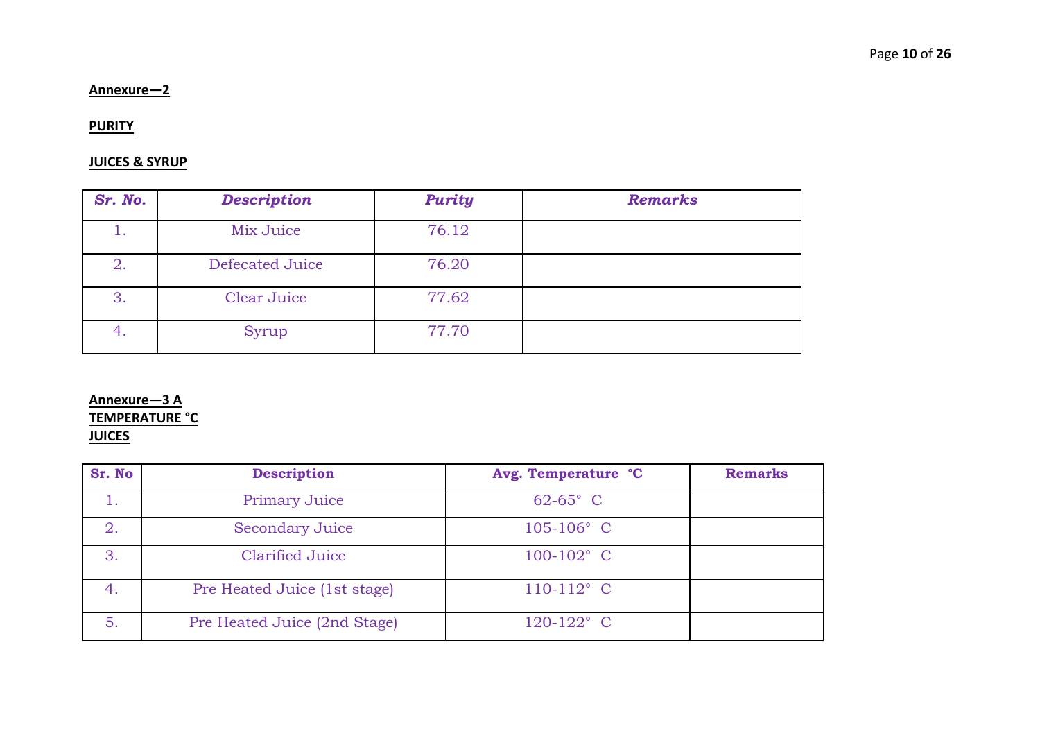**Annexure—2**

**PURITY**

**JUICES & SYRUP**

| *Sr. No.* | *Description* | *Purity* | *Remarks* |
|---|---|---|---|
| 1. | Mix Juice | 76.12 | |
| 2. | Defecated Juice | 76.20 | |
| 3. | Clear Juice | 77.62 | |
| 4. | Syrup | 77.70 | |

**Annexure—3 A**
**TEMPERATURE °C**
**JUICES**

| Sr. No | Description | Avg. Temperature °C | Remarks |
|---|---|---|---|
| 1. | Primary Juice | 62-65° C | |
| 2. | Secondary Juice | 105-106° C | |
| 3. | Clarified Juice | 100-102° C | |
| 4. | Pre Heated Juice (1st stage) | 110-112° C | |
| 5. | Pre Heated Juice (2nd Stage) | 120-122° C | |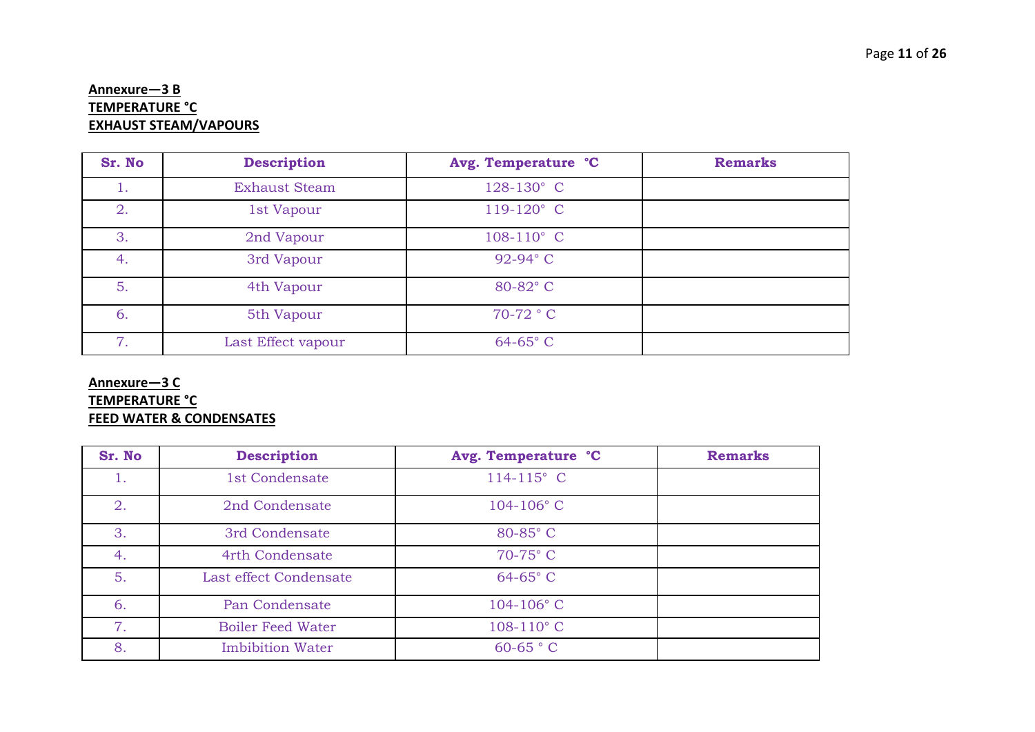**Annexure—3 B**
**TEMPERATURE °C**
**EXHAUST STEAM/VAPOURS**

| Sr. No | Description | Avg. Temperature °C | Remarks |
|---|---|---|---|
| 1. | Exhaust Steam | 128-130° C | |
| 2. | 1st Vapour | 119-120° C | |
| 3. | 2nd Vapour | 108-110° C | |
| 4. | 3rd Vapour | 92-94° C | |
| 5. | 4th Vapour | 80-82° C | |
| 6. | 5th Vapour | 70-72 ° C | |
| 7. | Last Effect vapour | 64-65° C | |

**Annexure—3 C**
**TEMPERATURE °C**
**FEED WATER & CONDENSATES**

| Sr. No | Description | Avg. Temperature °C | Remarks |
|---|---|---|---|
| 1. | 1st Condensate | 114-115° C | |
| 2. | 2nd Condensate | 104-106° C | |
| 3. | 3rd Condensate | 80-85° C | |
| 4. | 4rth Condensate | 70-75° C | |
| 5. | Last effect Condensate | 64-65° C | |
| 6. | Pan Condensate | 104-106° C | |
| 7. | Boiler Feed Water | 108-110° C | |
| 8. | Imbibition Water | 60-65 ° C | |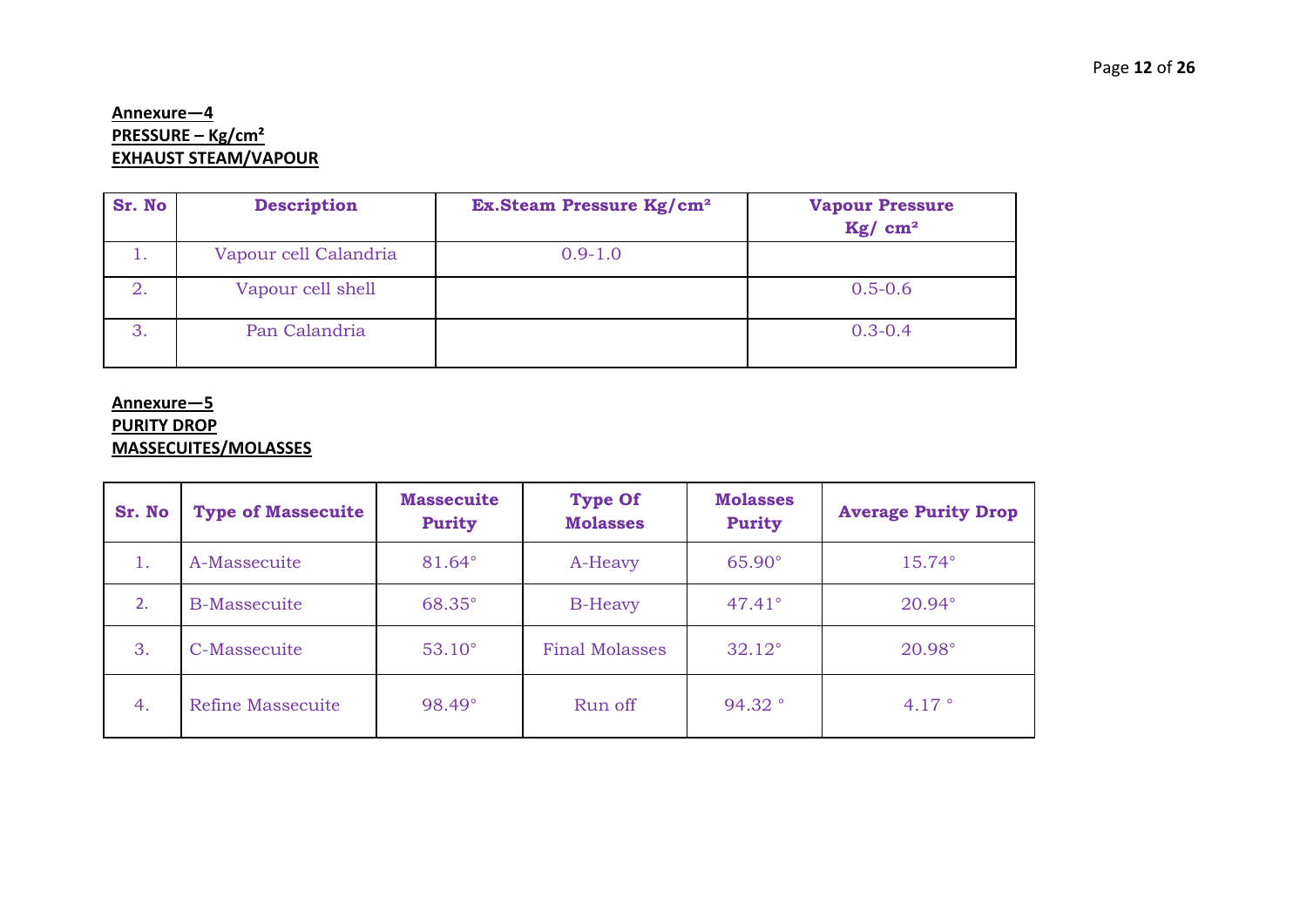**Annexure—4**
**PRESSURE – Kg/cm²**
**EXHAUST STEAM/VAPOUR**

| Sr. No | Description | Ex.Steam Pressure Kg/cm² | Vapour Pressure Kg/ cm² |
|---|---|---|---|
| 1. | Vapour cell Calandria | 0.9-1.0 | |
| 2. | Vapour cell shell | | 0.5-0.6 |
| 3. | Pan Calandria | | 0.3-0.4 |

**Annexure—5**
**PURITY DROP**
**MASSECUITES/MOLASSES**

| Sr. No | Type of Massecuite | Massecuite Purity | Type Of Molasses | Molasses Purity | Average Purity Drop |
|---|---|---|---|---|---|
| 1. | A-Massecuite | 81.64° | A-Heavy | 65.90° | 15.74° |
| 2. | B-Massecuite | 68.35° | B-Heavy | 47.41° | 20.94° |
| 3. | C-Massecuite | 53.10° | Final Molasses | 32.12° | 20.98° |
| 4. | Refine Massecuite | 98.49° | Run off | 94.32 ° | 4.17 ° |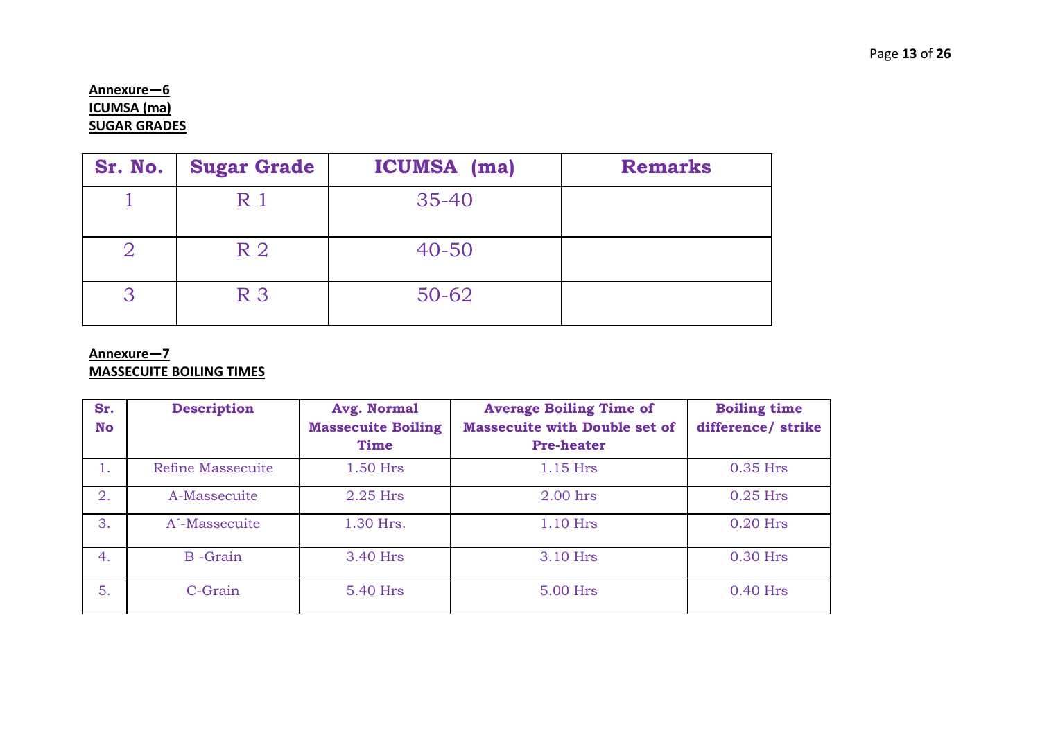**Annexure—6**
**ICUMSA (ma)**
**SUGAR GRADES**

| Sr. No. | Sugar Grade | ICUMSA (ma) | Remarks |
|---|---|---|---|
| 1 | R 1 | 35-40 | |
| 2 | R 2 | 40-50 | |
| 3 | R 3 | 50-62 | |

**Annexure—7**
**MASSECUITE BOILING TIMES**

| Sr. No | Description | Avg. Normal Massecuite Boiling Time | Average Boiling Time of Massecuite with Double set of Pre-heater | Boiling time difference/ strike |
|---|---|---|---|---|
| 1. | Refine Massecuite | 1.50 Hrs | 1.15 Hrs | 0.35 Hrs |
| 2. | A-Massecuite | 2.25 Hrs | 2.00 hrs | 0.25 Hrs |
| 3. | A´-Massecuite | 1.30 Hrs. | 1.10 Hrs | 0.20 Hrs |
| 4. | B -Grain | 3.40 Hrs | 3.10 Hrs | 0.30 Hrs |
| 5. | C-Grain | 5.40 Hrs | 5.00 Hrs | 0.40 Hrs |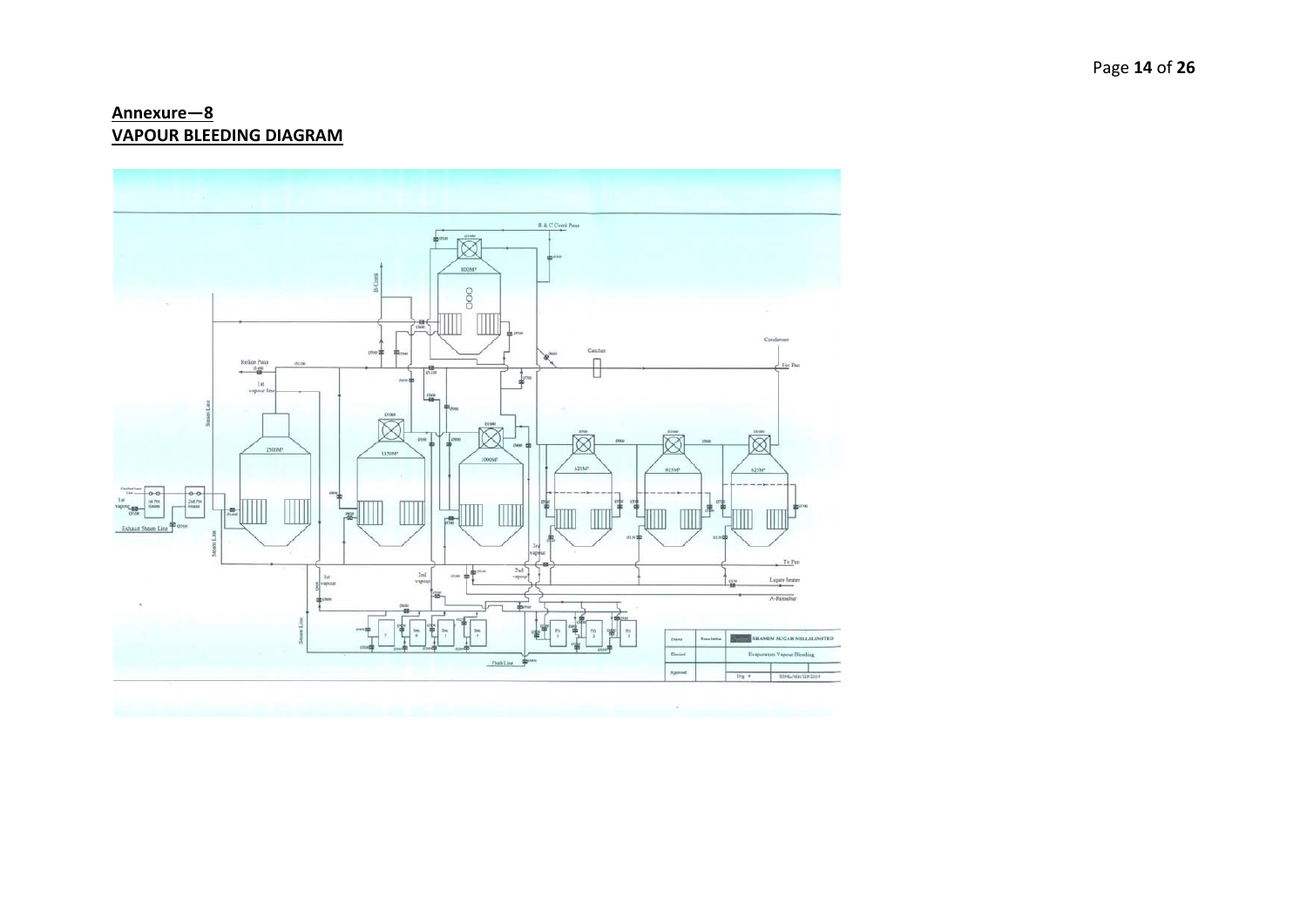## Annexure—8
## VAPOUR BLEEDING DIAGRAM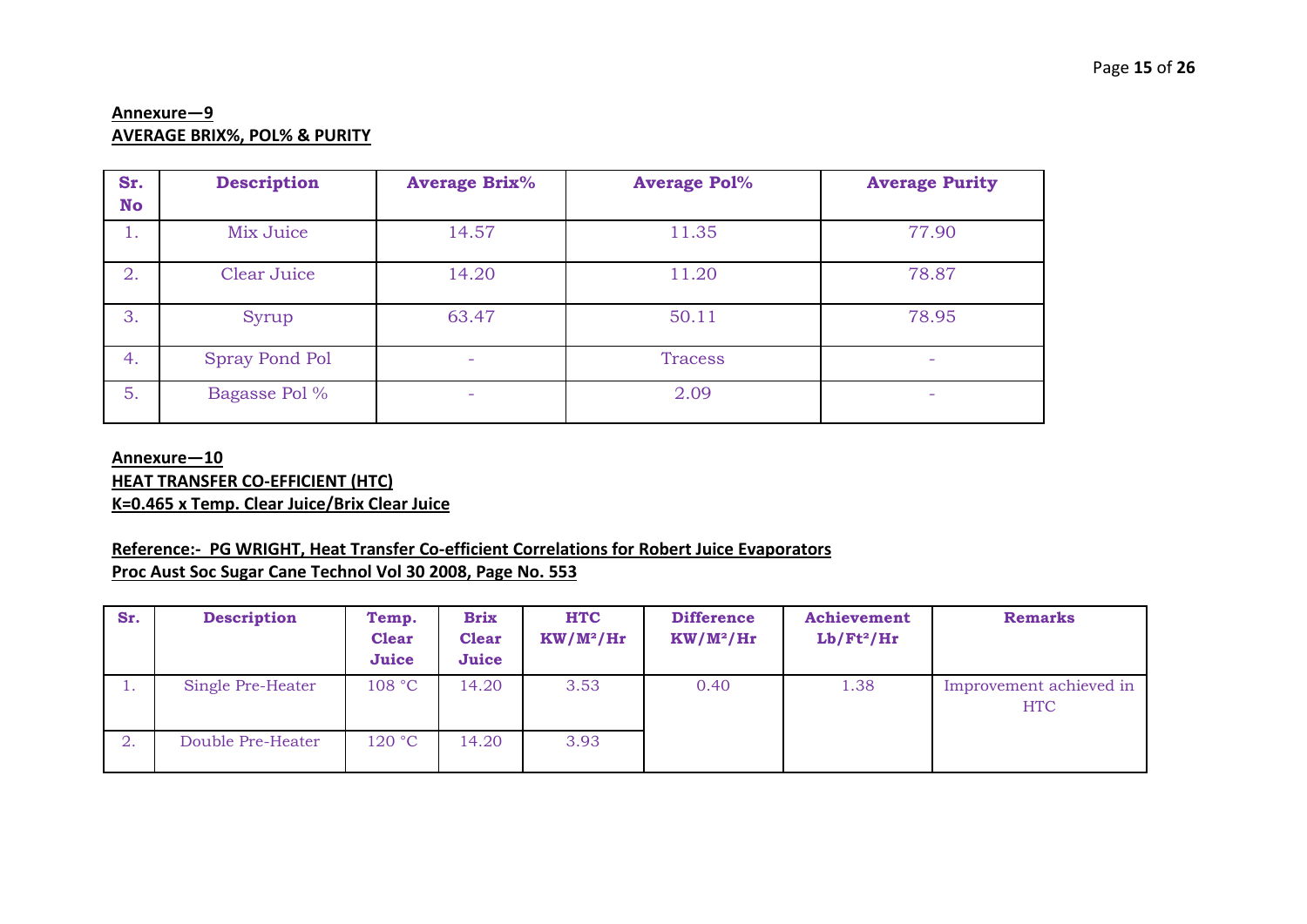**Annexure—9**

**AVERAGE BRIX%, POL% & PURITY**

| Sr. No | Description | Average Brix% | Average Pol% | Average Purity |
|---|---|---|---|---|
| 1. | Mix Juice | 14.57 | 11.35 | 77.90 |
| 2. | Clear Juice | 14.20 | 11.20 | 78.87 |
| 3. | Syrup | 63.47 | 50.11 | 78.95 |
| 4. | Spray Pond Pol | - | Tracess | - |
| 5. | Bagasse Pol % | - | 2.09 | - |

**Annexure—10**

**HEAT TRANSFER CO-EFFICIENT (HTC)**

**K=0.465 x Temp. Clear Juice/Brix Clear Juice**

**Reference:- PG WRIGHT, Heat Transfer Co-efficient Correlations for Robert Juice Evaporators**
**Proc Aust Soc Sugar Cane Technol Vol 30 2008, Page No. 553**

| Sr. | Description | Temp. Clear Juice | Brix Clear Juice | HTC $KW/M^2/Hr$ | Difference $KW/M^2/Hr$ | Achievement $Lb/Ft^2/Hr$ | Remarks |
|---|---|---|---|---|---|---|---|
| 1. | Single Pre-Heater | 108 °C | 14.20 | 3.53 | 0.40 | 1.38 | Improvement achieved in HTC |
| 2. | Double Pre-Heater | 120 °C | 14.20 | 3.93 | | | |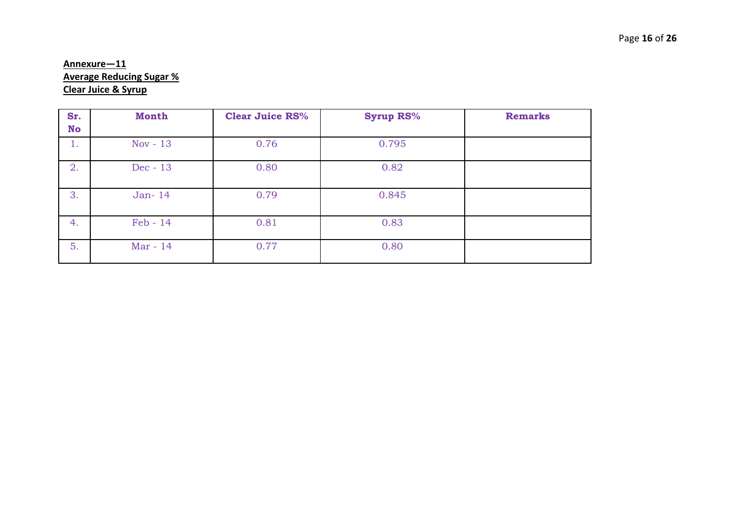**Annexure—11**
**Average Reducing Sugar %**
**Clear Juice & Syrup**

| Sr. No | Month | Clear Juice RS% | Syrup RS% | Remarks |
|---|---|---|---|---|
| 1. | Nov - 13 | 0.76 | 0.795 | |
| 2. | Dec - 13 | 0.80 | 0.82 | |
| 3. | Jan- 14 | 0.79 | 0.845 | |
| 4. | Feb - 14 | 0.81 | 0.83 | |
| 5. | Mar - 14 | 0.77 | 0.80 | |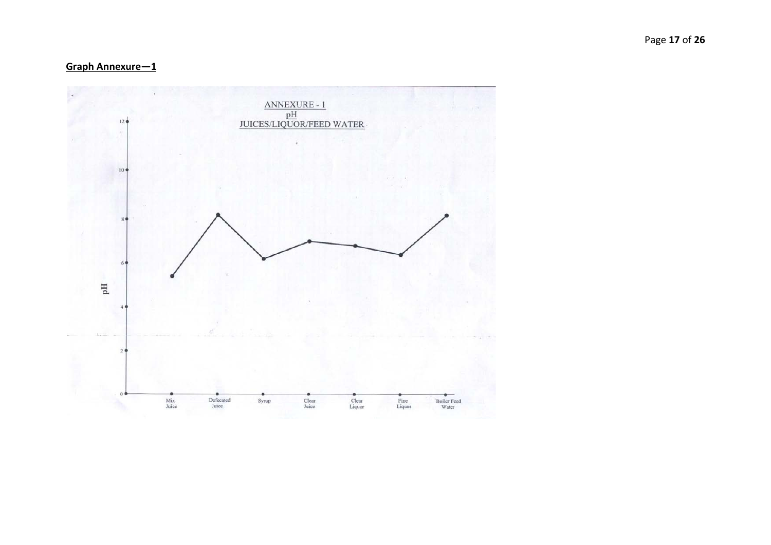**Graph Annexure—1**

ANNEXURE - 1

pH

JUICES/LIQUOR/FEED WATER

pH

12

10

8

6

4

2

0

Mix Juice | Defecated Juice | Syrup | Clear Juice | Clear Liquor | Fine Liquor | Boiler Feed Water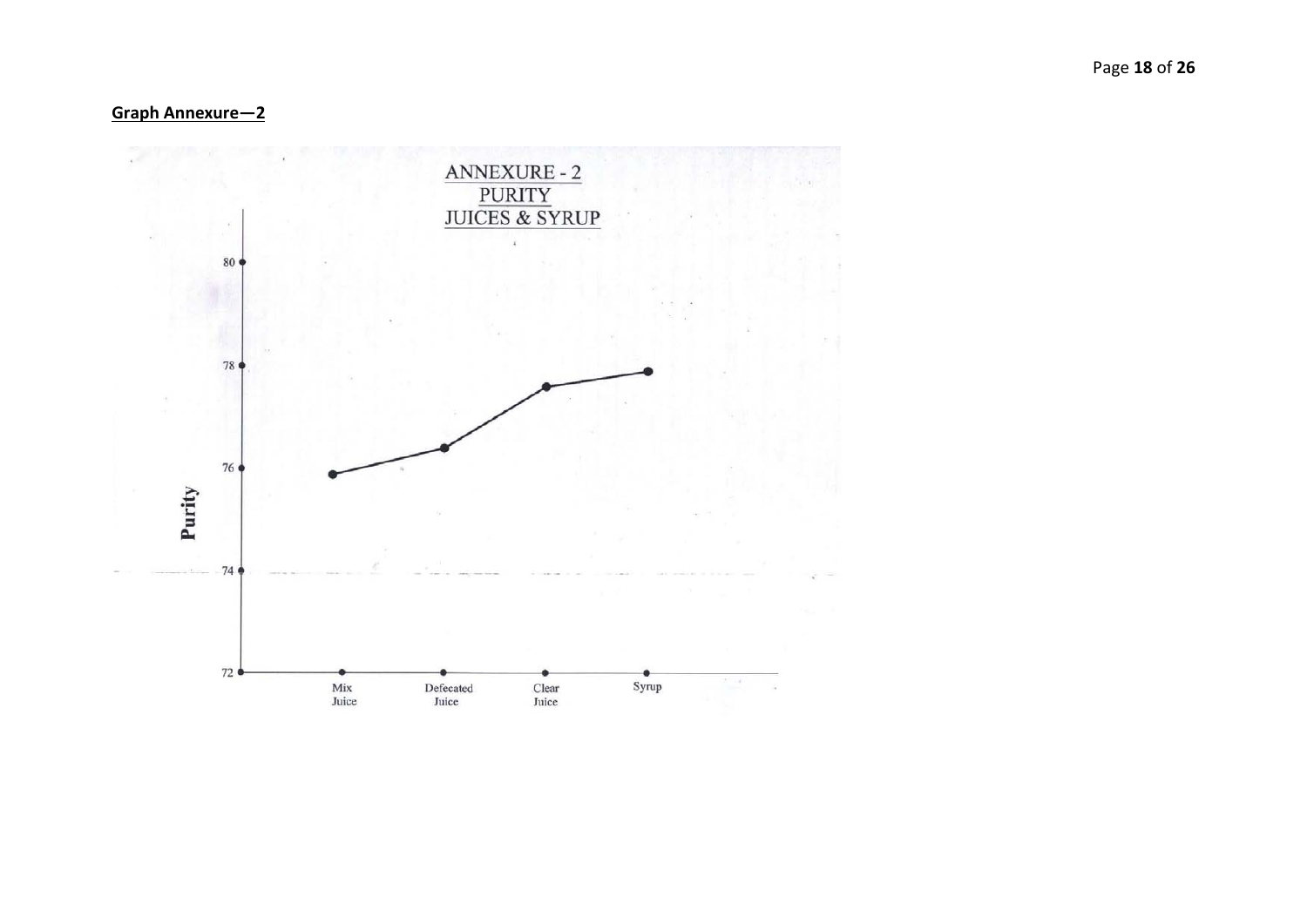**Graph Annexure—2**

ANNEXURE - 2
PURITY
JUICES & SYRUP

Purity

80
78
76
74
72

Mix Juice | Defecated Juice | Clear Juice | Syrup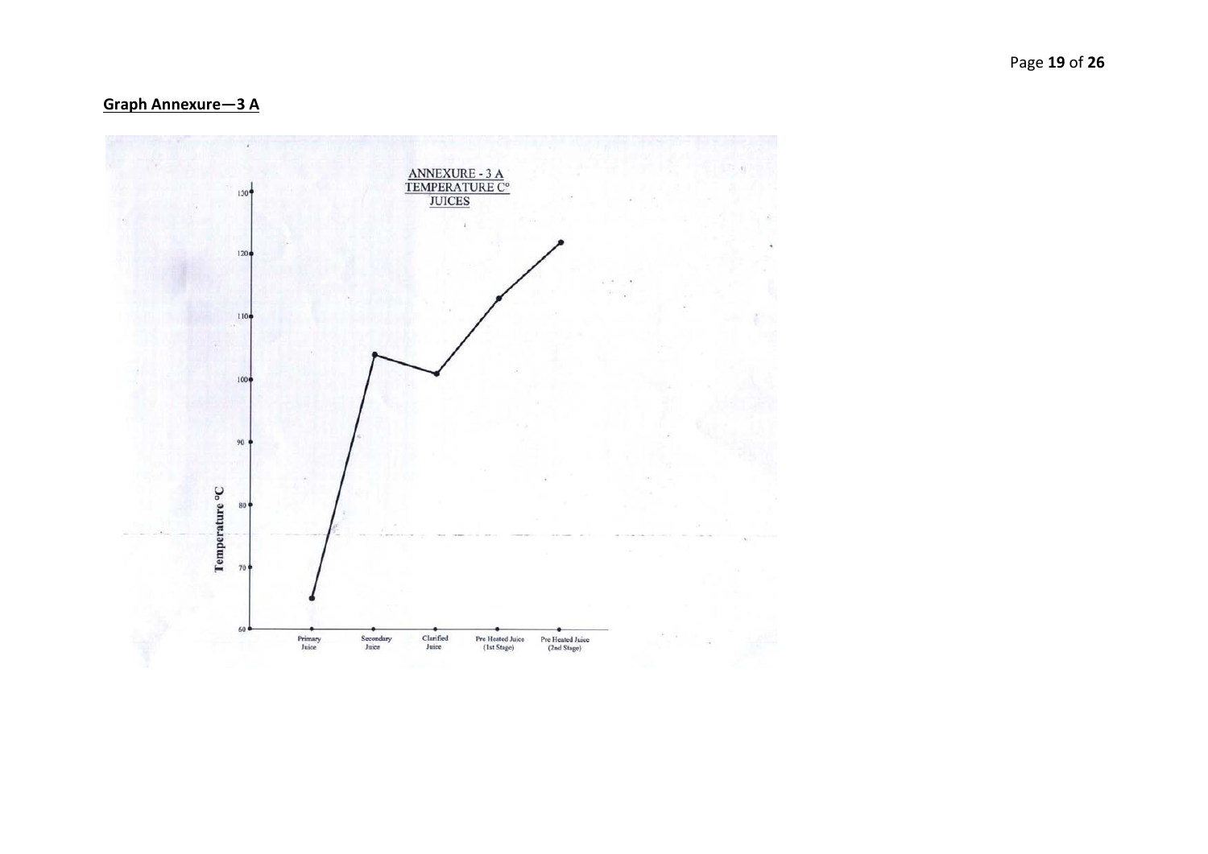## Graph Annexure—3 A

ANNEXURE - 3 A
TEMPERATURE C°
JUICES

Temperature °C

130
120
110
100
90
80
70
60

Primary Juice | Secondary Juice | Clarified Juice | Pre Heated Juice (1st Stage) | Pre Heated Juice (2nd Stage)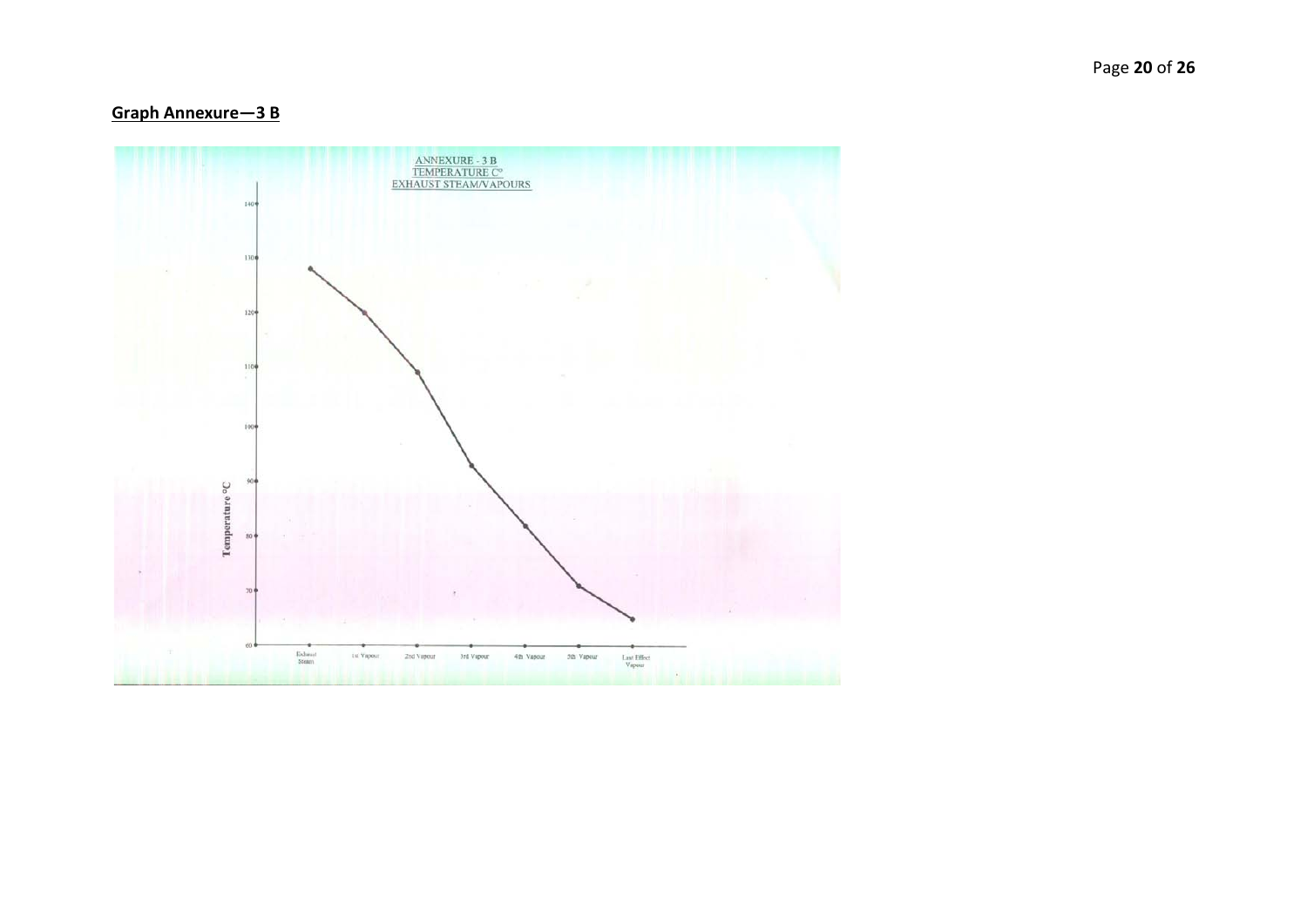**Graph Annexure—3 B**

ANNEXURE - 3 B
TEMPERATURE C°
EXHAUST STEAM/VAPOURS

Temperature °C

140, 130, 120, 110, 100, 90, 80, 70, 60

Exhaust Steam, 1st Vapour, 2nd Vapour, 3rd Vapour, 4th Vapour, 5th Vapour, Last Effect Vapour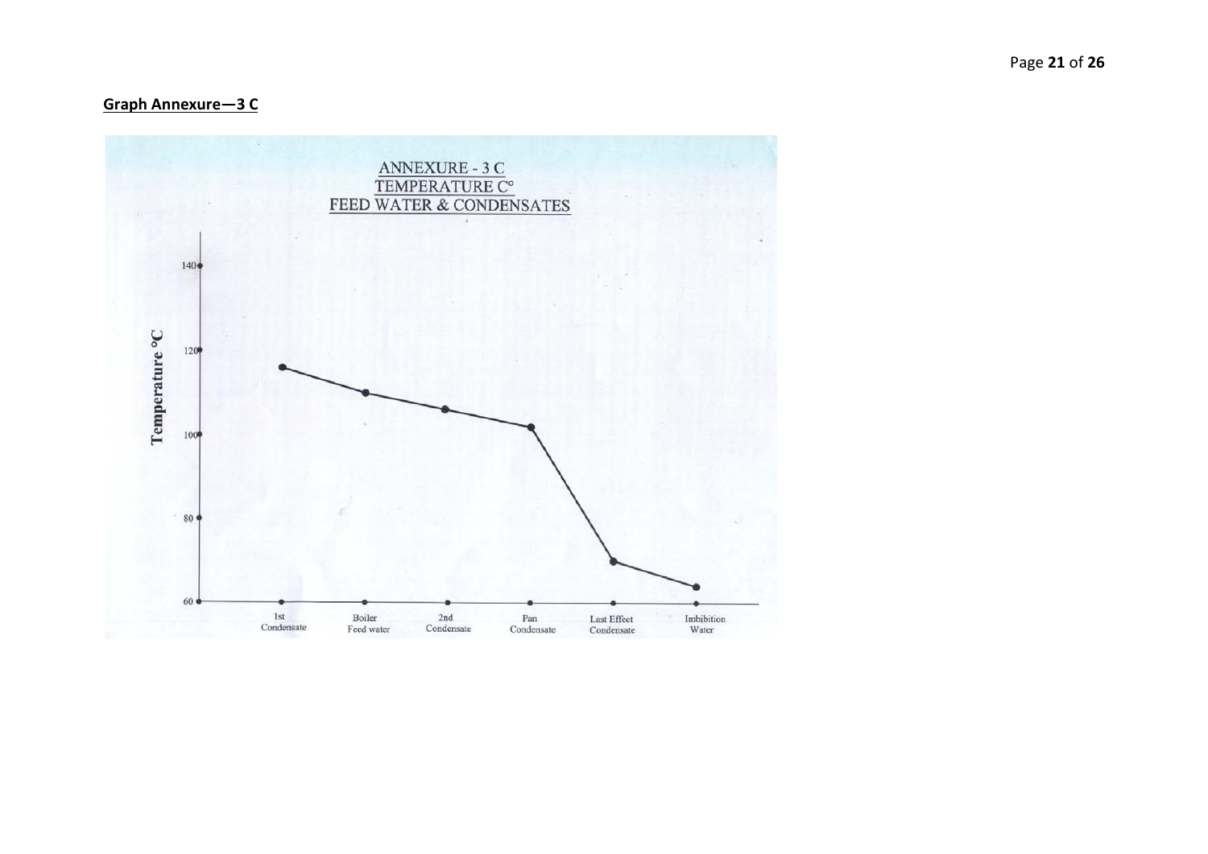## Graph Annexure—3 C

ANNEXURE - 3 C
TEMPERATURE C°
FEED WATER & CONDENSATES

Temperature °C

140
120
100
80
60

1st Condensate | Boiler Feed water | 2nd Condensate | Pan Condensate | Last Effect Condensate | Imbibition Water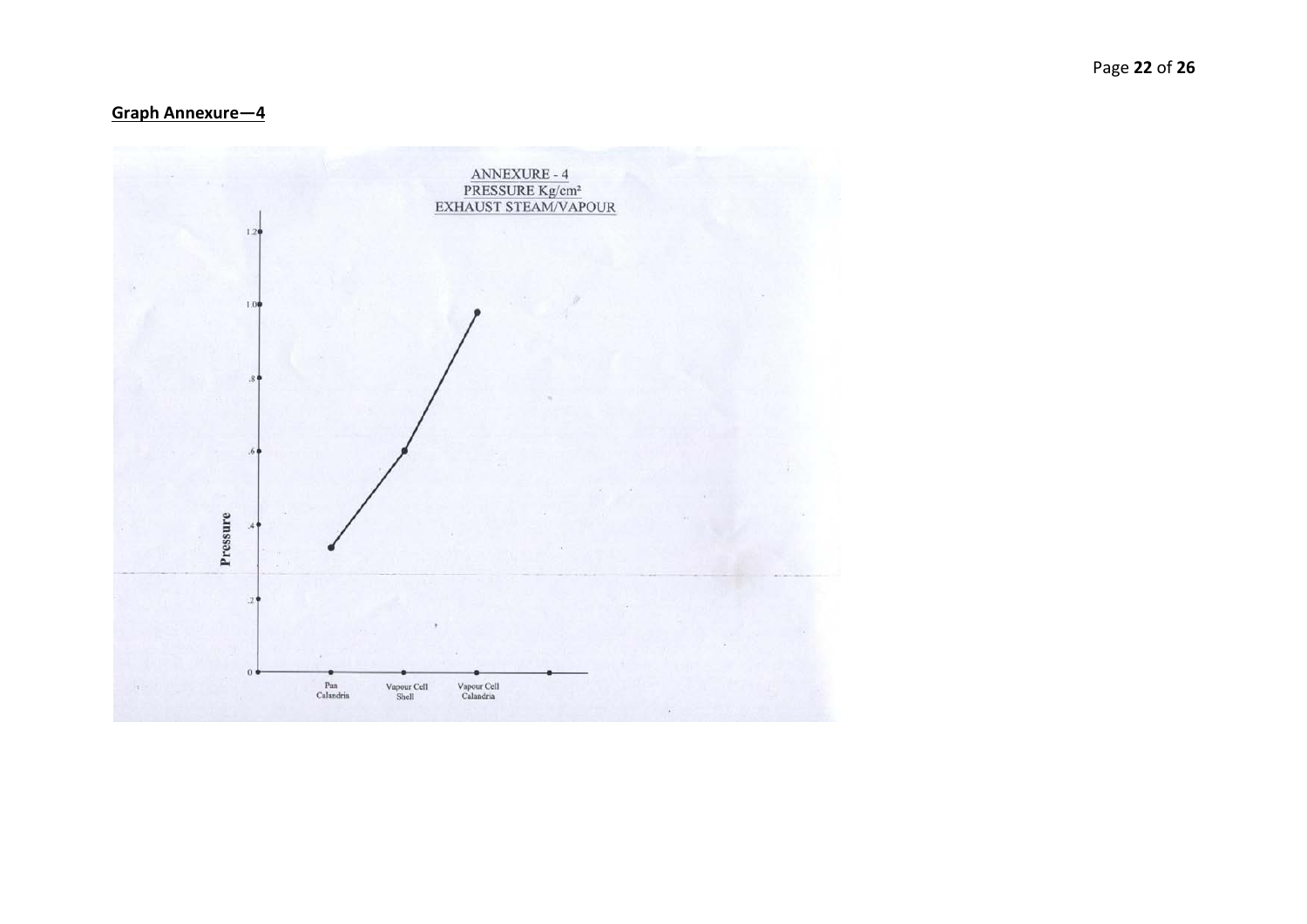**Graph Annexure—4**

ANNEXURE - 4
PRESSURE Kg/cm²
EXHAUST STEAM/VAPOUR

Pressure

1.2
1.0
.8
.6
.4
.2
0

Pan Calandria | Vapour Cell Shell | Vapour Cell Calandria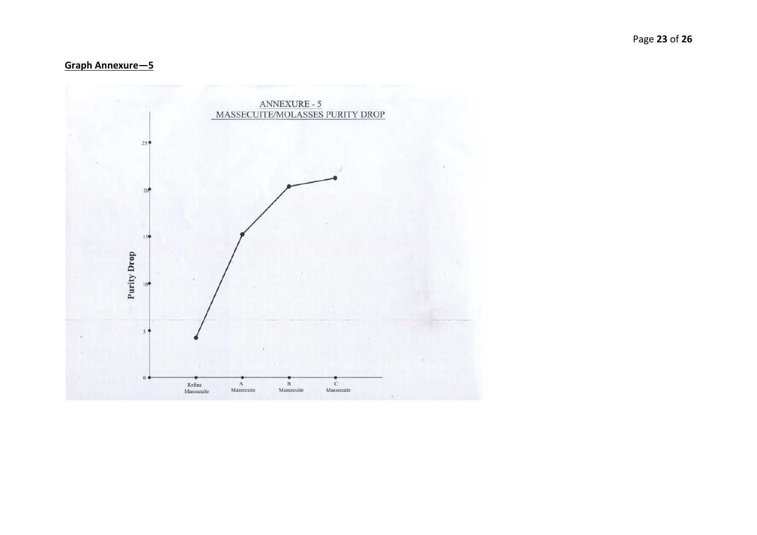**Graph Annexure—5**

ANNEXURE - 5

MASSECUITE/MOLASSES PURITY DROP

Purity Drop

0, 5, 10, 15, 20, 25

Refine Massecuite, A Massecuite, B Massecuite, C Massecuite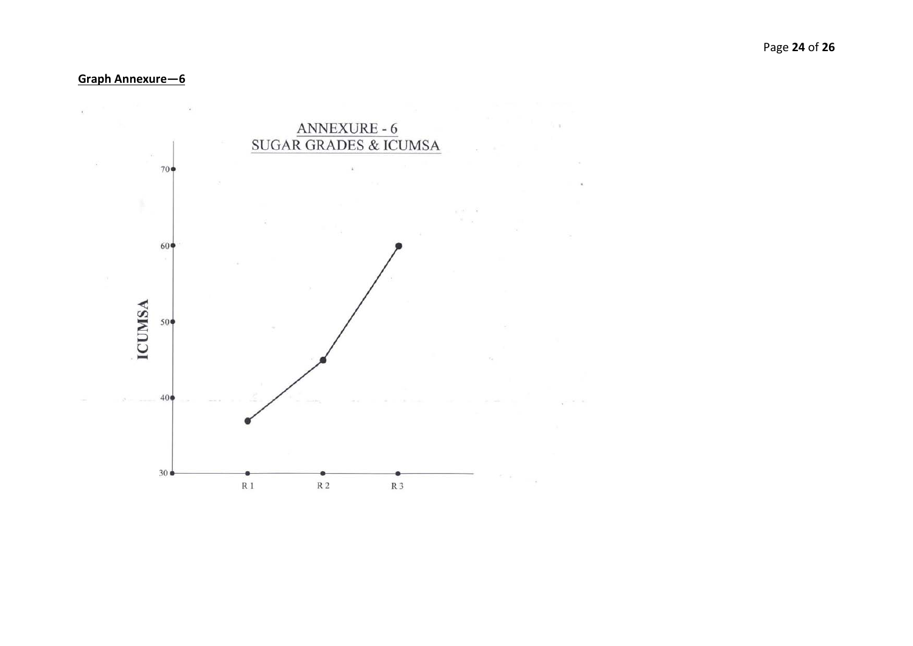**Graph Annexure—6**

ANNEXURE - 6

SUGAR GRADES & ICUMSA

ICUMSA

70

60

50

40

30

R 1

R 2

R 3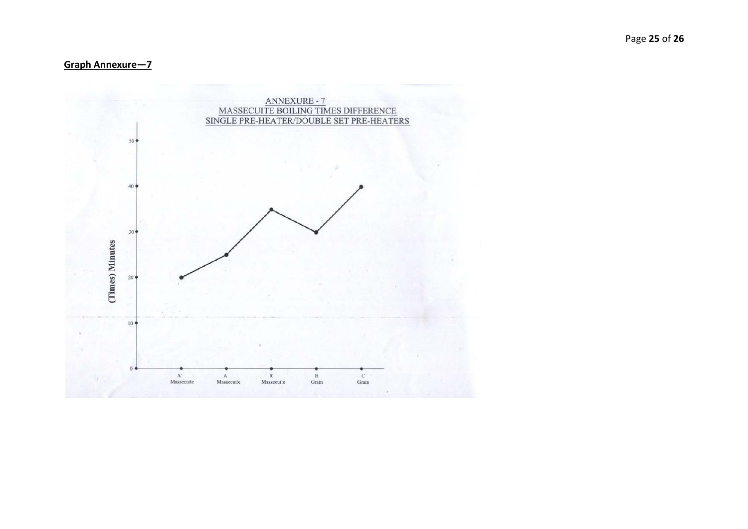## Graph Annexure—7

ANNEXURE - 7
MASSECUITE BOILING TIMES DIFFERENCE
SINGLE PRE-HEATER/DOUBLE SET PRE-HEATERS

(Times) Minutes

50
40
30
20
10
0

A' Massecuite
A Massecuite
R Massecuite
B Grain
C Grain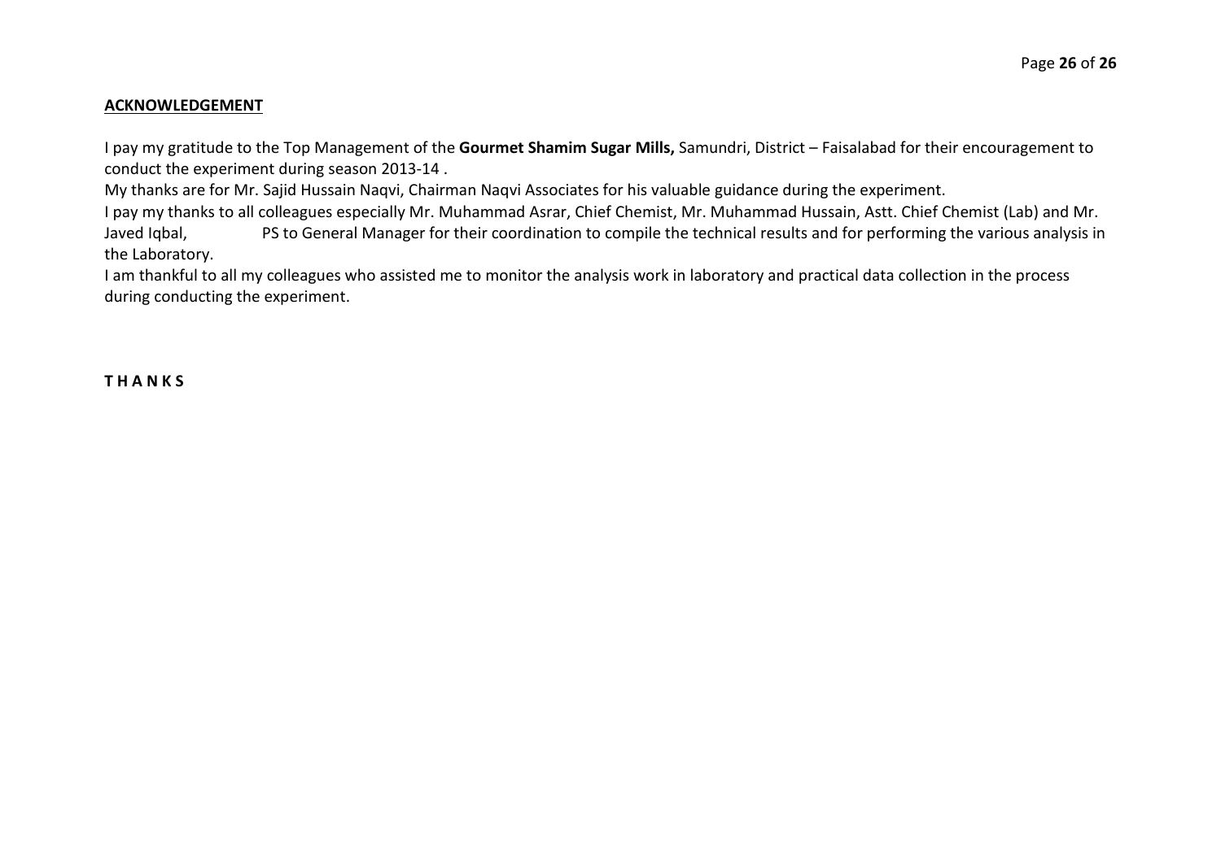**ACKNOWLEDGEMENT**

I pay my gratitude to the Top Management of the **Gourmet Shamim Sugar Mills,** Samundri, District – Faisalabad for their encouragement to conduct the experiment during season 2013-14 .

My thanks are for Mr. Sajid Hussain Naqvi, Chairman Naqvi Associates for his valuable guidance during the experiment.

I pay my thanks to all colleagues especially Mr. Muhammad Asrar, Chief Chemist, Mr. Muhammad Hussain, Astt. Chief Chemist (Lab) and Mr. Javed Iqbal, PS to General Manager for their coordination to compile the technical results and for performing the various analysis in the Laboratory.

I am thankful to all my colleagues who assisted me to monitor the analysis work in laboratory and practical data collection in the process during conducting the experiment.

**T H A N K S**